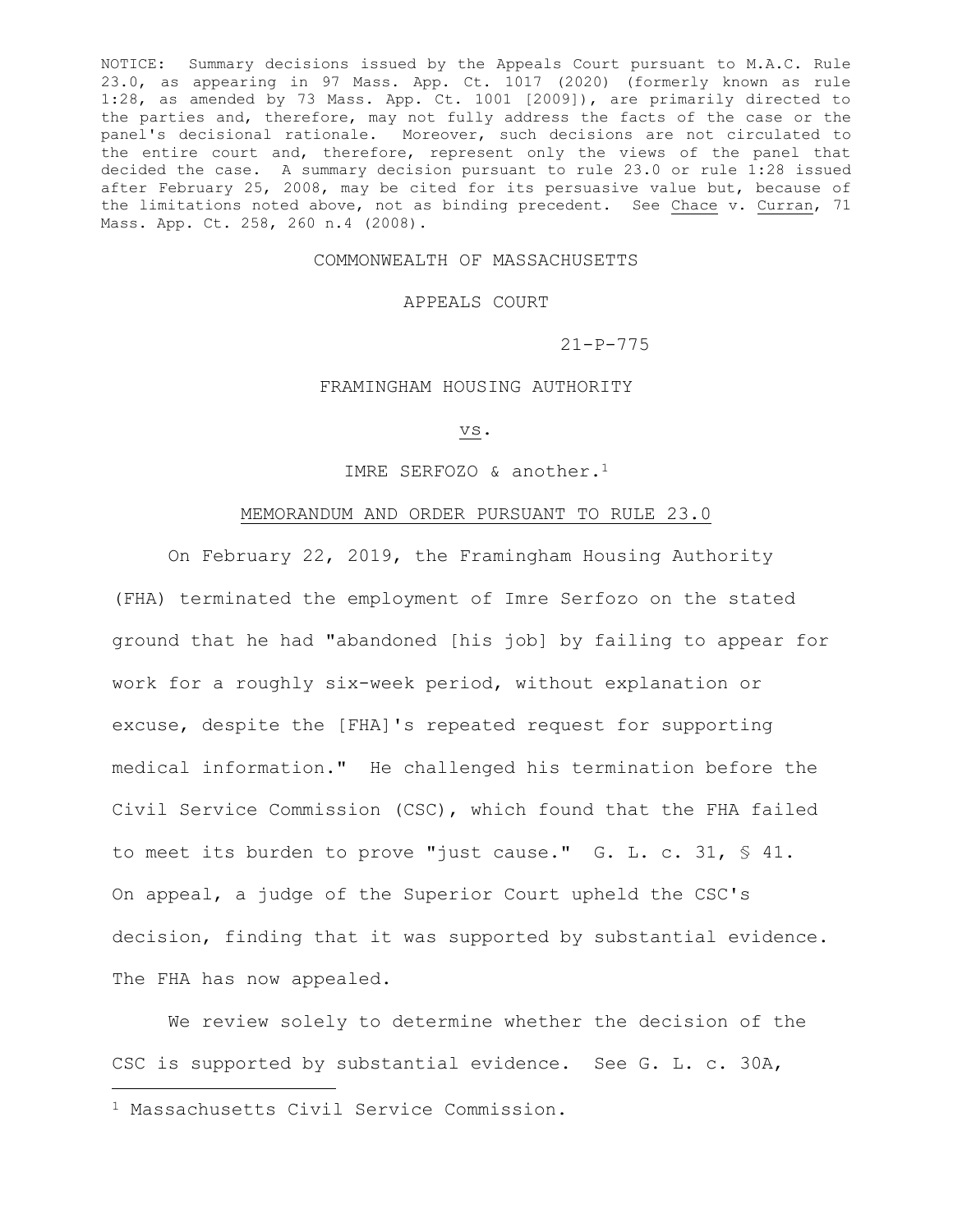NOTICE: Summary decisions issued by the Appeals Court pursuant to M.A.C. Rule 23.0, as appearing in 97 Mass. App. Ct. 1017 (2020) (formerly known as rule 1:28, as amended by 73 Mass. App. Ct. 1001 [2009]), are primarily directed to the parties and, therefore, may not fully address the facts of the case or the panel's decisional rationale. Moreover, such decisions are not circulated to the entire court and, therefore, represent only the views of the panel that decided the case. A summary decision pursuant to rule 23.0 or rule 1:28 issued after February 25, 2008, may be cited for its persuasive value but, because of the limitations noted above, not as binding precedent. See Chace v. Curran, 71 Mass. App. Ct. 258, 260 n.4 (2008).

COMMONWEALTH OF MASSACHUSETTS

APPEALS COURT

21-P-775

FRAMINGHAM HOUSING AUTHORITY

vs.

IMRE SERFOZO & another.[1]

MEMORANDUM AND ORDER PURSUANT TO RULE 23.0

On February 22, 2019, the Framingham Housing Authority (FHA) terminated the employment of Imre Serfozo on the stated ground that he had "abandoned [his job] by failing to appear for work for a roughly six-week period, without explanation or excuse, despite the [FHA]'s repeated request for supporting medical information." He challenged his termination before the Civil Service Commission (CSC), which found that the FHA failed to meet its burden to prove "just cause." G. L. c. 31, § 41. On appeal, a judge of the Superior Court upheld the CSC's decision, finding that it was supported by substantial evidence. The FHA has now appealed.

We review solely to determine whether the decision of the CSC is supported by substantial evidence. See G. L. c. 30A,

[1] Massachusetts Civil Service Commission.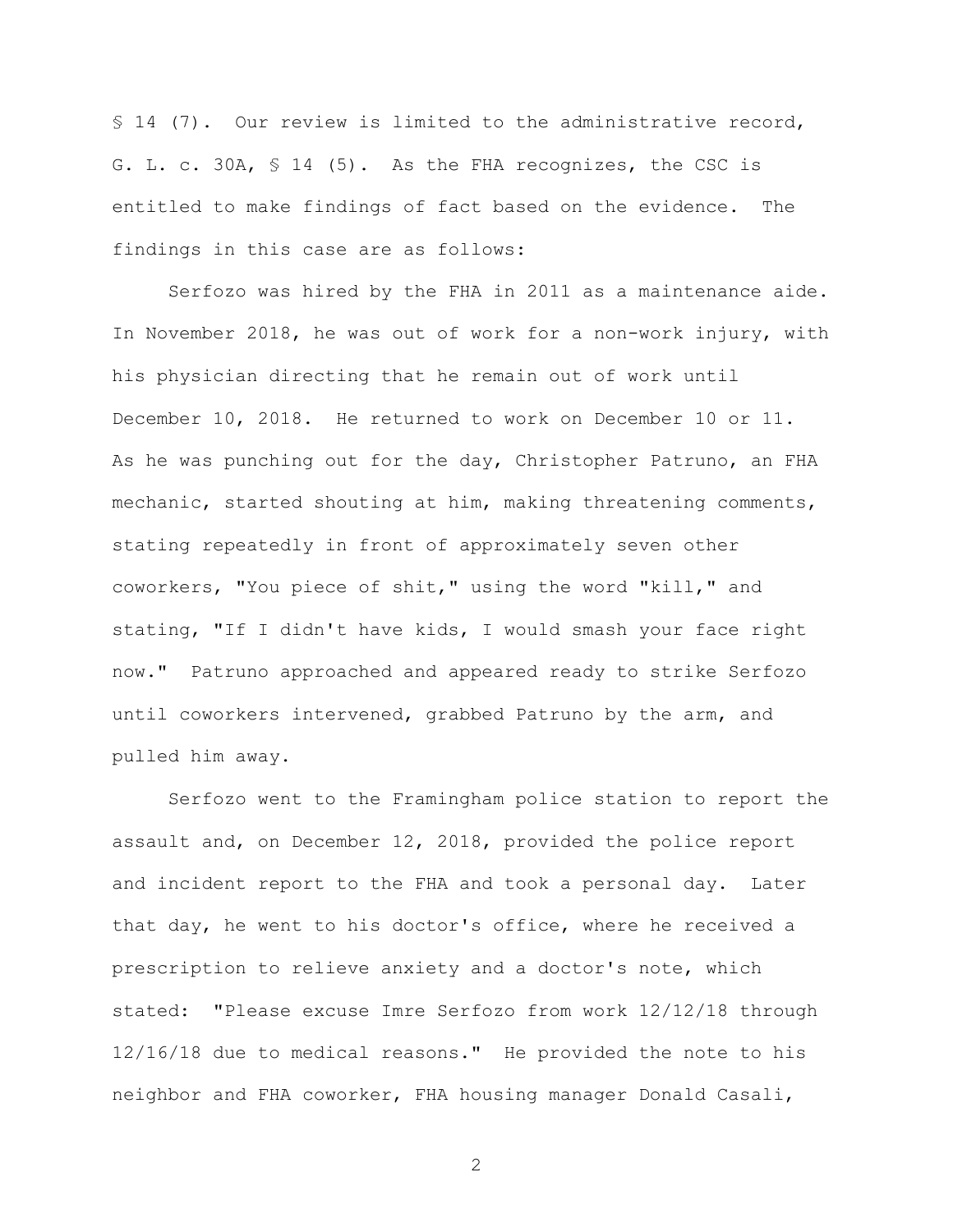§ 14 (7). Our review is limited to the administrative record, G. L. c. 30A, § 14 (5). As the FHA recognizes, the CSC is entitled to make findings of fact based on the evidence. The findings in this case are as follows:

Serfozo was hired by the FHA in 2011 as a maintenance aide. In November 2018, he was out of work for a non-work injury, with his physician directing that he remain out of work until December 10, 2018. He returned to work on December 10 or 11. As he was punching out for the day, Christopher Patruno, an FHA mechanic, started shouting at him, making threatening comments, stating repeatedly in front of approximately seven other coworkers, "You piece of shit," using the word "kill," and stating, "If I didn't have kids, I would smash your face right now." Patruno approached and appeared ready to strike Serfozo until coworkers intervened, grabbed Patruno by the arm, and pulled him away.

Serfozo went to the Framingham police station to report the assault and, on December 12, 2018, provided the police report and incident report to the FHA and took a personal day. Later that day, he went to his doctor's office, where he received a prescription to relieve anxiety and a doctor's note, which stated: "Please excuse Imre Serfozo from work 12/12/18 through 12/16/18 due to medical reasons." He provided the note to his neighbor and FHA coworker, FHA housing manager Donald Casali,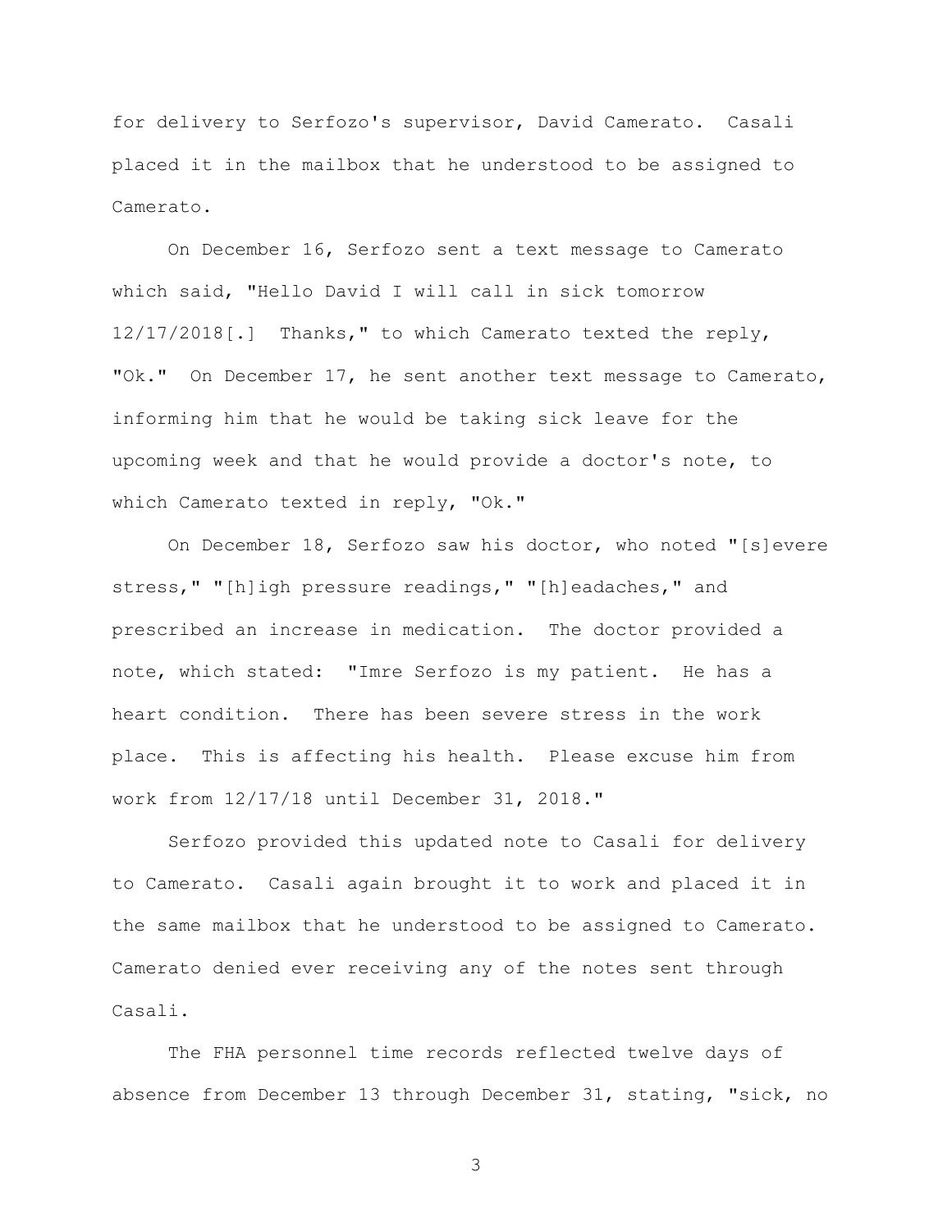for delivery to Serfozo's supervisor, David Camerato. Casali placed it in the mailbox that he understood to be assigned to Camerato.

On December 16, Serfozo sent a text message to Camerato which said, "Hello David I will call in sick tomorrow 12/17/2018[.] Thanks," to which Camerato texted the reply, "Ok." On December 17, he sent another text message to Camerato, informing him that he would be taking sick leave for the upcoming week and that he would provide a doctor's note, to which Camerato texted in reply, "Ok."

On December 18, Serfozo saw his doctor, who noted "[s]evere stress," "[h]igh pressure readings," "[h]eadaches," and prescribed an increase in medication. The doctor provided a note, which stated: "Imre Serfozo is my patient. He has a heart condition. There has been severe stress in the work place. This is affecting his health. Please excuse him from work from 12/17/18 until December 31, 2018."

Serfozo provided this updated note to Casali for delivery to Camerato. Casali again brought it to work and placed it in the same mailbox that he understood to be assigned to Camerato. Camerato denied ever receiving any of the notes sent through Casali.

The FHA personnel time records reflected twelve days of absence from December 13 through December 31, stating, "sick, no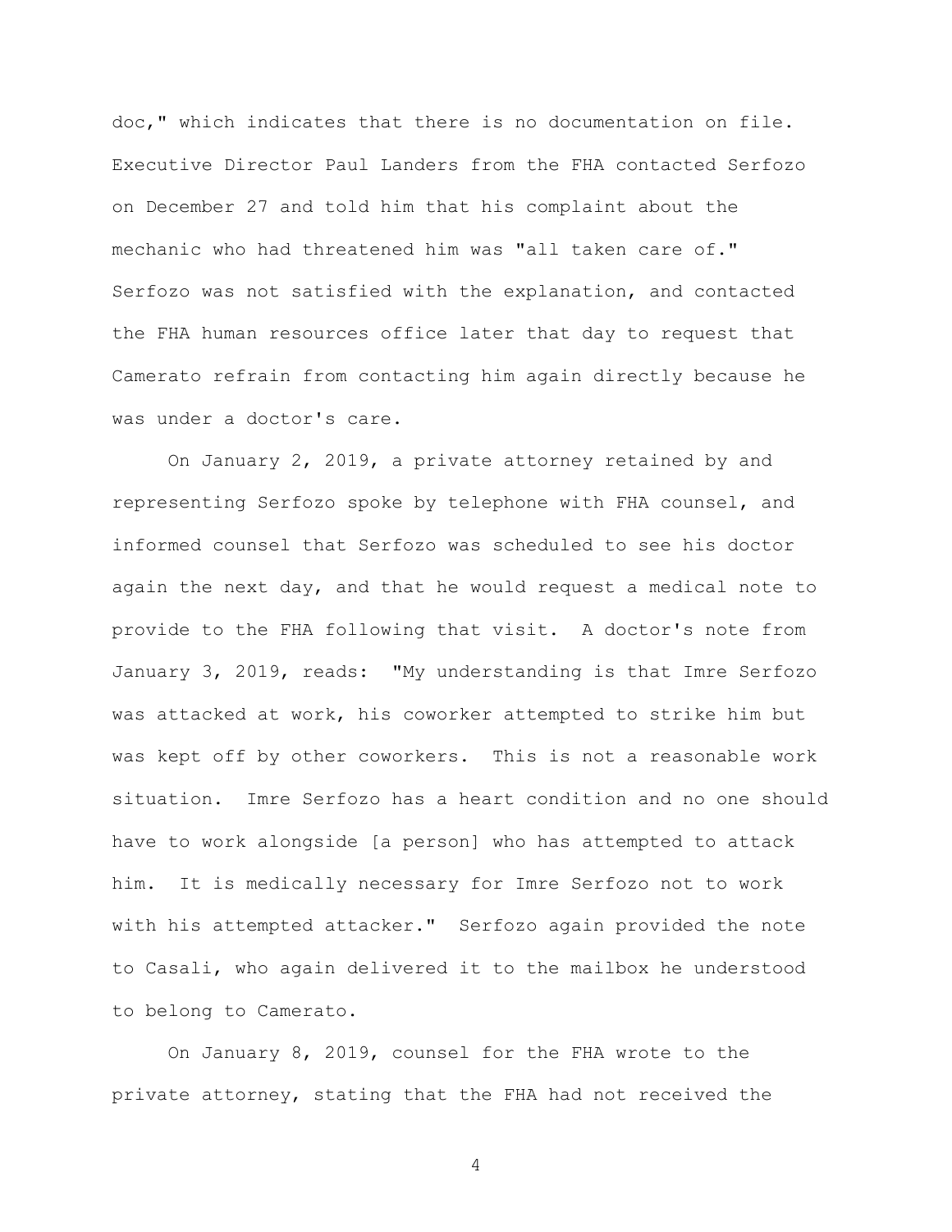doc," which indicates that there is no documentation on file. Executive Director Paul Landers from the FHA contacted Serfozo on December 27 and told him that his complaint about the mechanic who had threatened him was "all taken care of." Serfozo was not satisfied with the explanation, and contacted the FHA human resources office later that day to request that Camerato refrain from contacting him again directly because he was under a doctor's care.

On January 2, 2019, a private attorney retained by and representing Serfozo spoke by telephone with FHA counsel, and informed counsel that Serfozo was scheduled to see his doctor again the next day, and that he would request a medical note to provide to the FHA following that visit. A doctor's note from January 3, 2019, reads: "My understanding is that Imre Serfozo was attacked at work, his coworker attempted to strike him but was kept off by other coworkers. This is not a reasonable work situation. Imre Serfozo has a heart condition and no one should have to work alongside [a person] who has attempted to attack him. It is medically necessary for Imre Serfozo not to work with his attempted attacker." Serfozo again provided the note to Casali, who again delivered it to the mailbox he understood to belong to Camerato.

On January 8, 2019, counsel for the FHA wrote to the private attorney, stating that the FHA had not received the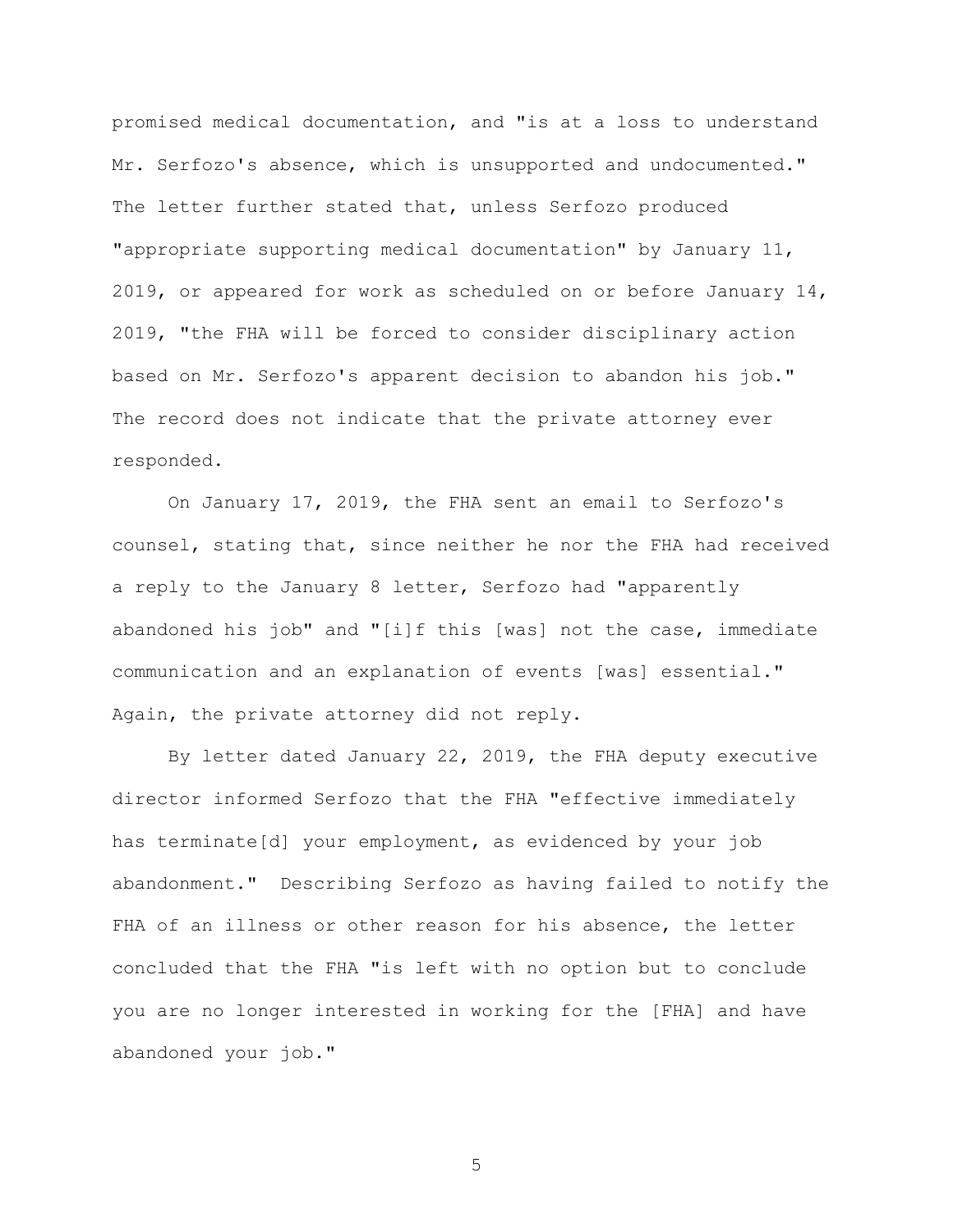promised medical documentation, and "is at a loss to understand Mr. Serfozo's absence, which is unsupported and undocumented." The letter further stated that, unless Serfozo produced "appropriate supporting medical documentation" by January 11, 2019, or appeared for work as scheduled on or before January 14, 2019, "the FHA will be forced to consider disciplinary action based on Mr. Serfozo's apparent decision to abandon his job." The record does not indicate that the private attorney ever responded.

On January 17, 2019, the FHA sent an email to Serfozo's counsel, stating that, since neither he nor the FHA had received a reply to the January 8 letter, Serfozo had "apparently abandoned his job" and "[i]f this [was] not the case, immediate communication and an explanation of events [was] essential." Again, the private attorney did not reply.

By letter dated January 22, 2019, the FHA deputy executive director informed Serfozo that the FHA "effective immediately has terminate[d] your employment, as evidenced by your job abandonment." Describing Serfozo as having failed to notify the FHA of an illness or other reason for his absence, the letter concluded that the FHA "is left with no option but to conclude you are no longer interested in working for the [FHA] and have abandoned your job."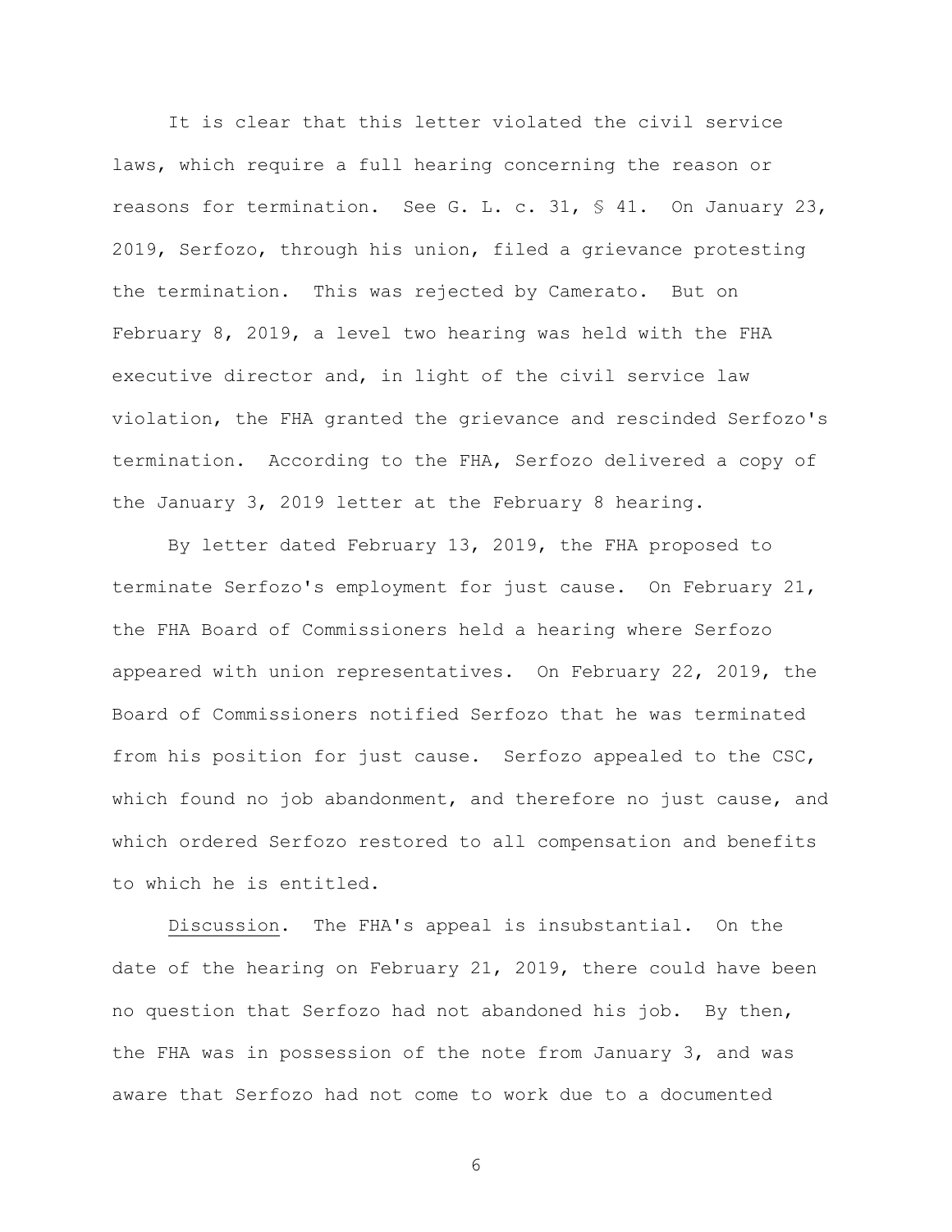It is clear that this letter violated the civil service laws, which require a full hearing concerning the reason or reasons for termination. See G. L. c. 31, § 41. On January 23, 2019, Serfozo, through his union, filed a grievance protesting the termination. This was rejected by Camerato. But on February 8, 2019, a level two hearing was held with the FHA executive director and, in light of the civil service law violation, the FHA granted the grievance and rescinded Serfozo's termination. According to the FHA, Serfozo delivered a copy of the January 3, 2019 letter at the February 8 hearing.

By letter dated February 13, 2019, the FHA proposed to terminate Serfozo's employment for just cause. On February 21, the FHA Board of Commissioners held a hearing where Serfozo appeared with union representatives. On February 22, 2019, the Board of Commissioners notified Serfozo that he was terminated from his position for just cause. Serfozo appealed to the CSC, which found no job abandonment, and therefore no just cause, and which ordered Serfozo restored to all compensation and benefits to which he is entitled.

Discussion. The FHA's appeal is insubstantial. On the date of the hearing on February 21, 2019, there could have been no question that Serfozo had not abandoned his job. By then, the FHA was in possession of the note from January 3, and was aware that Serfozo had not come to work due to a documented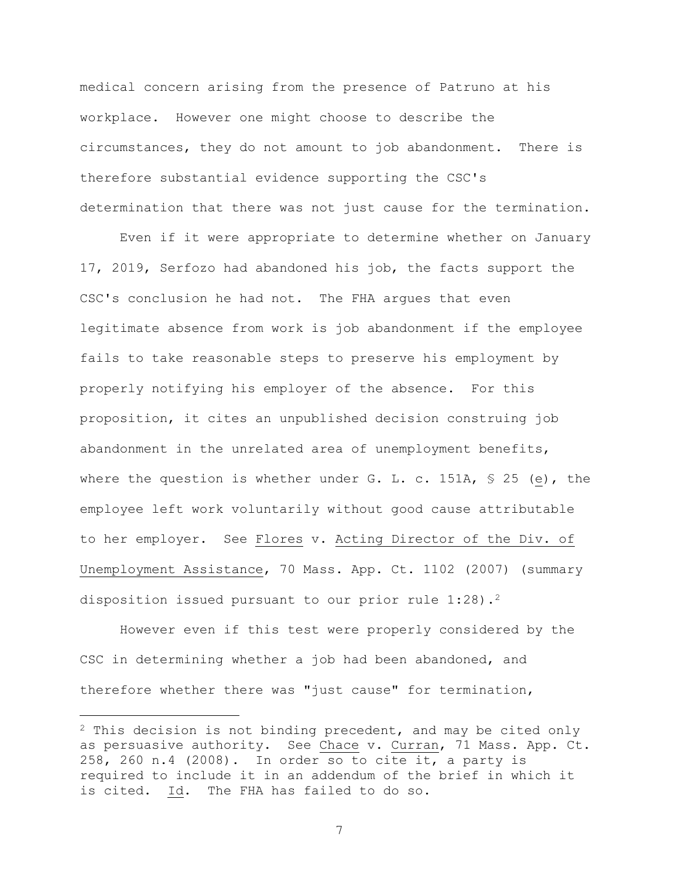medical concern arising from the presence of Patruno at his workplace. However one might choose to describe the circumstances, they do not amount to job abandonment. There is therefore substantial evidence supporting the CSC's determination that there was not just cause for the termination.

Even if it were appropriate to determine whether on January 17, 2019, Serfozo had abandoned his job, the facts support the CSC's conclusion he had not. The FHA argues that even legitimate absence from work is job abandonment if the employee fails to take reasonable steps to preserve his employment by properly notifying his employer of the absence. For this proposition, it cites an unpublished decision construing job abandonment in the unrelated area of unemployment benefits, where the question is whether under G. L. c. 151A, § 25 (e), the employee left work voluntarily without good cause attributable to her employer. See Flores v. Acting Director of the Div. of Unemployment Assistance, 70 Mass. App. Ct. 1102 (2007) (summary disposition issued pursuant to our prior rule 1:28).[2]

However even if this test were properly considered by the CSC in determining whether a job had been abandoned, and therefore whether there was "just cause" for termination,

---

[2] This decision is not binding precedent, and may be cited only as persuasive authority. See Chace v. Curran, 71 Mass. App. Ct. 258, 260 n.4 (2008). In order so to cite it, a party is required to include it in an addendum of the brief in which it is cited. Id. The FHA has failed to do so.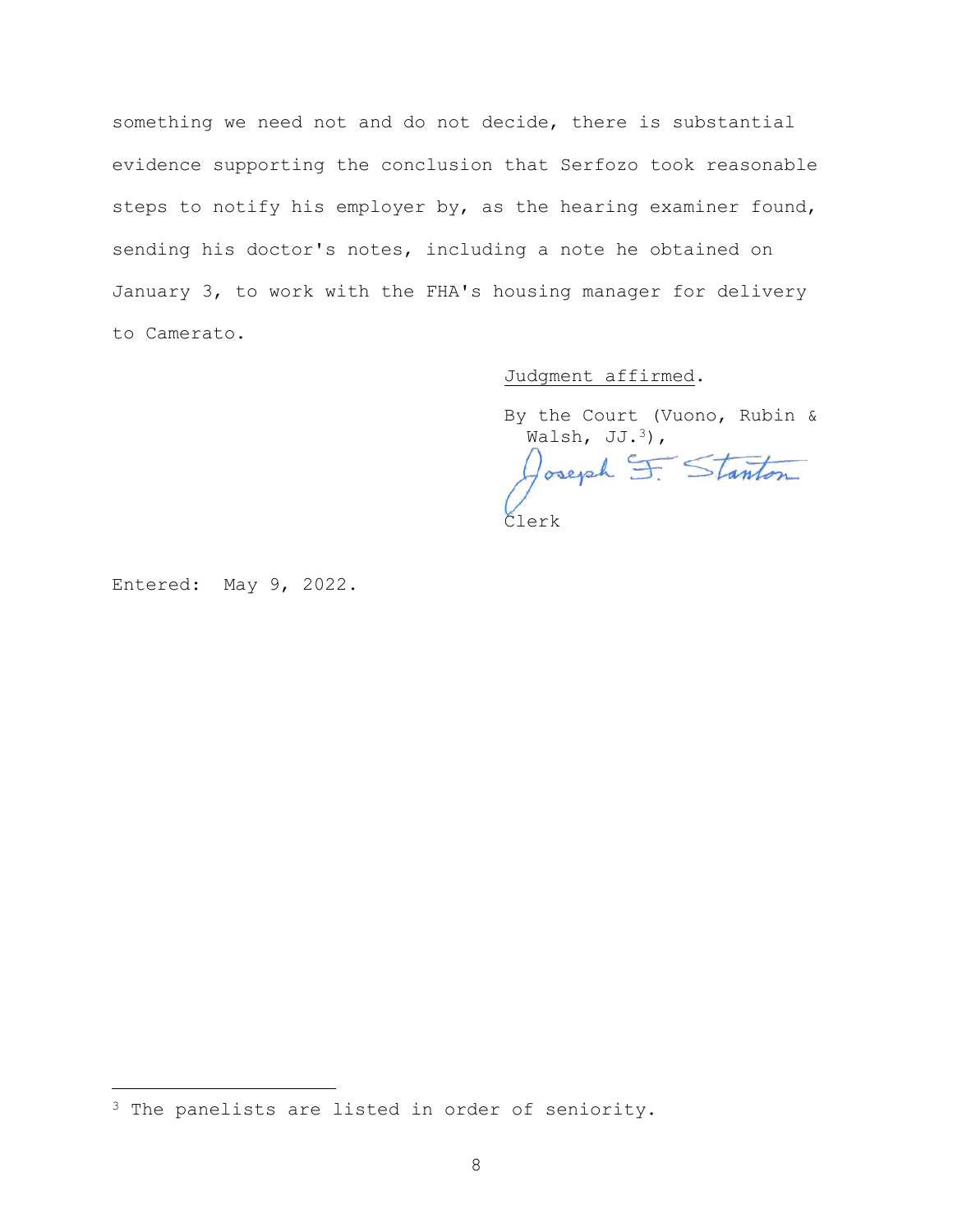something we need not and do not decide, there is substantial evidence supporting the conclusion that Serfozo took reasonable steps to notify his employer by, as the hearing examiner found, sending his doctor's notes, including a note he obtained on January 3, to work with the FHA's housing manager for delivery to Camerato.

Judgment affirmed.

By the Court (Vuono, Rubin & Walsh, JJ.[3]),

Joseph F. Stanton

Clerk

Entered: May 9, 2022.

---

[3] The panelists are listed in order of seniority.